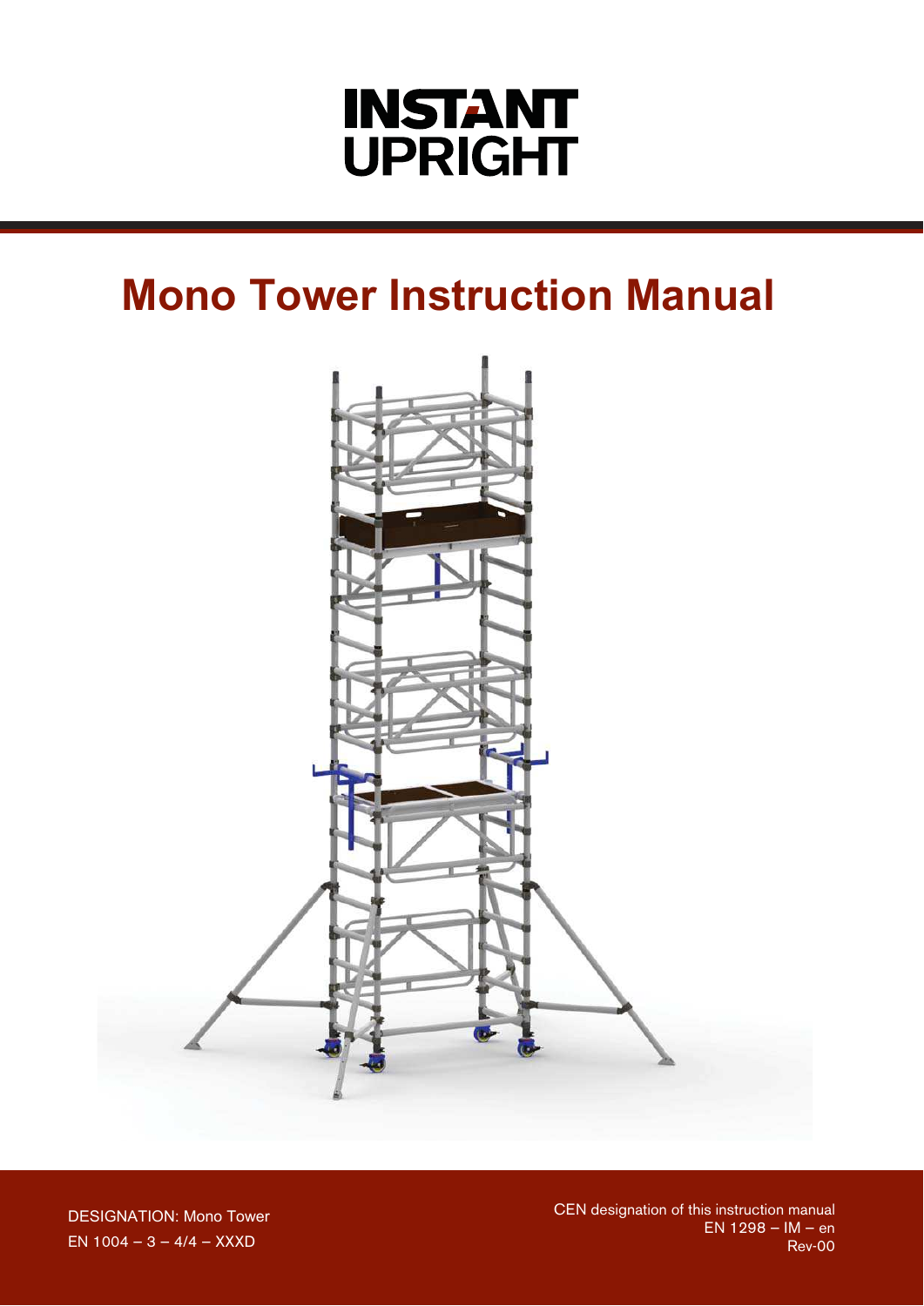INSTANT UPRIGHT

# Mono Tower Instruction Manual

DESIGNATION: Mono Tower

EN 1004 – 3 – 4/4 – XXXD

CEN designation of this instruction manual

EN 1298 – IM – en

Rev-00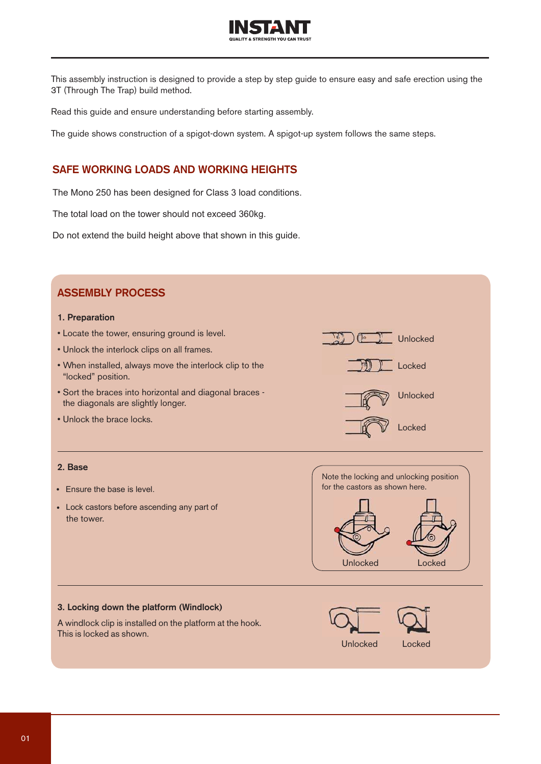This assembly instruction is designed to provide a step by step guide to ensure easy and safe erection using the 3T (Through The Trap) build method.

Read this guide and ensure understanding before starting assembly.

The guide shows construction of a spigot-down system. A spigot-up system follows the same steps.

## SAFE WORKING LOADS AND WORKING HEIGHTS

The Mono 250 has been designed for Class 3 load conditions.

The total load on the tower should not exceed 360kg.

Do not extend the build height above that shown in this guide.

## ASSEMBLY PROCESS

### 1. Preparation

- Locate the tower, ensuring ground is level.
- Unlock the interlock clips on all frames.
- When installed, always move the interlock clip to the "locked" position.
- Sort the braces into horizontal and diagonal braces - the diagonals are slightly longer.
- Unlock the brace locks.

Unlocked

Locked

Unlocked

Locked

### 2. Base

- Ensure the base is level.
- Lock castors before ascending any part of the tower.

Note the locking and unlocking position for the castors as shown here.

Unlocked Locked

### 3. Locking down the platform (Windlock)

A windlock clip is installed on the platform at the hook. This is locked as shown.

Unlocked Locked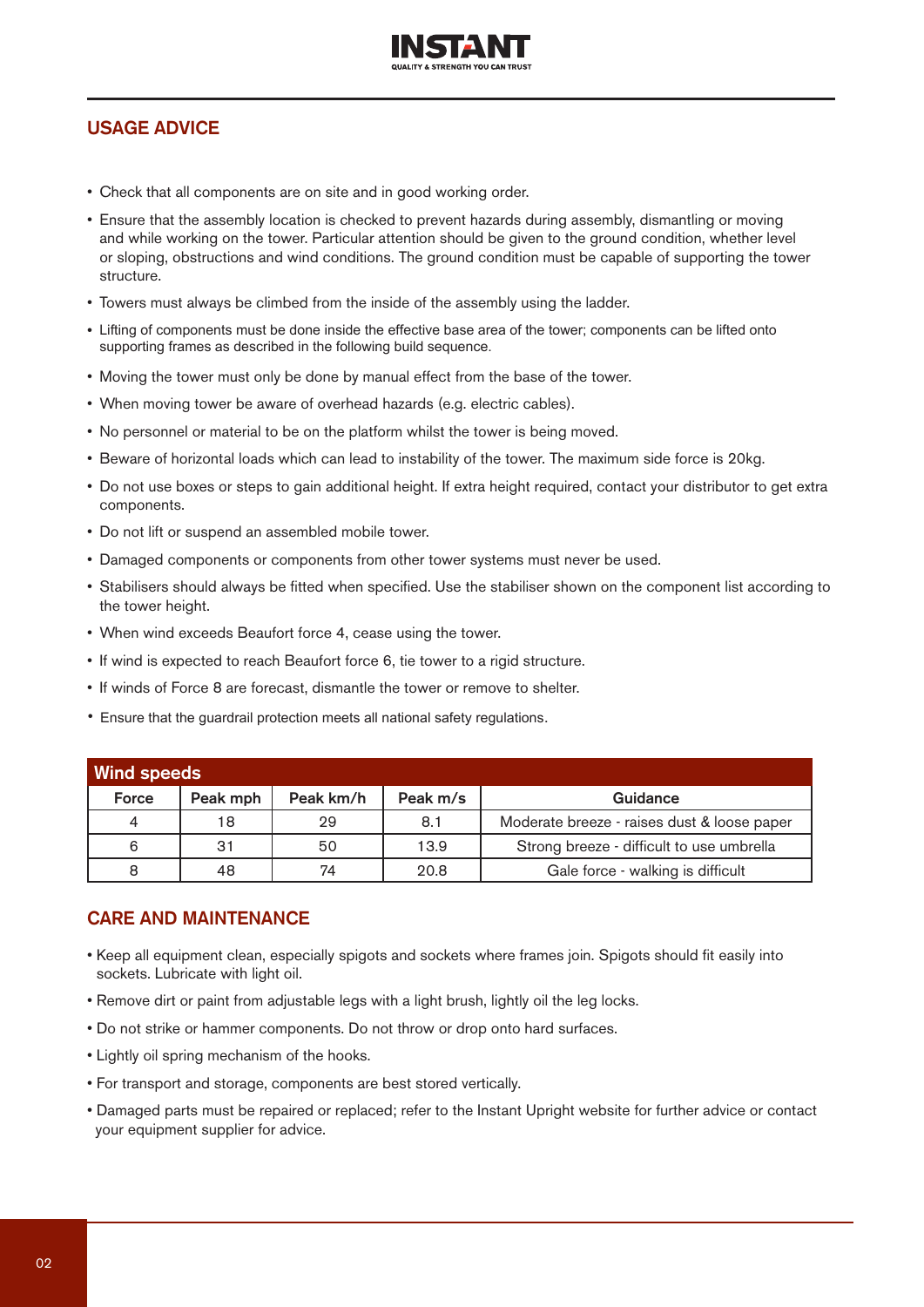## USAGE ADVICE

- Check that all components are on site and in good working order.
- Ensure that the assembly location is checked to prevent hazards during assembly, dismantling or moving and while working on the tower. Particular attention should be given to the ground condition, whether level or sloping, obstructions and wind conditions. The ground condition must be capable of supporting the tower structure.
- Towers must always be climbed from the inside of the assembly using the ladder.
- Lifting of components must be done inside the effective base area of the tower; components can be lifted onto supporting frames as described in the following build sequence.
- Moving the tower must only be done by manual effect from the base of the tower.
- When moving tower be aware of overhead hazards (e.g. electric cables).
- No personnel or material to be on the platform whilst the tower is being moved.
- Beware of horizontal loads which can lead to instability of the tower. The maximum side force is 20kg.
- Do not use boxes or steps to gain additional height. If extra height required, contact your distributor to get extra components.
- Do not lift or suspend an assembled mobile tower.
- Damaged components or components from other tower systems must never be used.
- Stabilisers should always be fitted when specified. Use the stabiliser shown on the component list according to the tower height.
- When wind exceeds Beaufort force 4, cease using the tower.
- If wind is expected to reach Beaufort force 6, tie tower to a rigid structure.
- If winds of Force 8 are forecast, dismantle the tower or remove to shelter.
- Ensure that the guardrail protection meets all national safety regulations.

**Wind speeds**

| Force | Peak mph | Peak km/h | Peak m/s | Guidance |
|---|---|---|---|---|
| 4 | 18 | 29 | 8.1 | Moderate breeze - raises dust & loose paper |
| 6 | 31 | 50 | 13.9 | Strong breeze - difficult to use umbrella |
| 8 | 48 | 74 | 20.8 | Gale force - walking is difficult |

## CARE AND MAINTENANCE

- Keep all equipment clean, especially spigots and sockets where frames join. Spigots should fit easily into sockets. Lubricate with light oil.
- Remove dirt or paint from adjustable legs with a light brush, lightly oil the leg locks.
- Do not strike or hammer components. Do not throw or drop onto hard surfaces.
- Lightly oil spring mechanism of the hooks.
- For transport and storage, components are best stored vertically.
- Damaged parts must be repaired or replaced; refer to the Instant Upright website for further advice or contact your equipment supplier for advice.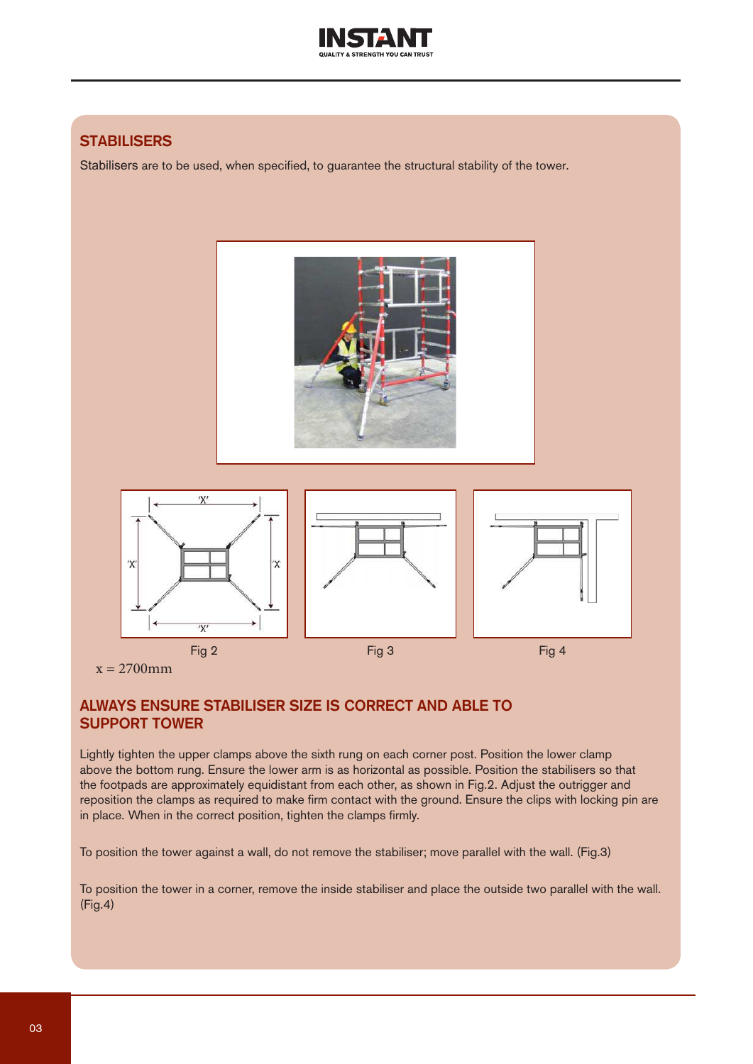## STABILISERS

Stabilisers are to be used, when specified, to guarantee the structural stability of the tower.

Fig 2

Fig 3

Fig 4

x = 2700mm

## ALWAYS ENSURE STABILISER SIZE IS CORRECT AND ABLE TO SUPPORT TOWER

Lightly tighten the upper clamps above the sixth rung on each corner post. Position the lower clamp above the bottom rung. Ensure the lower arm is as horizontal as possible. Position the stabilisers so that the footpads are approximately equidistant from each other, as shown in Fig.2. Adjust the outrigger and reposition the clamps as required to make firm contact with the ground. Ensure the clips with locking pin are in place. When in the correct position, tighten the clamps firmly.

To position the tower against a wall, do not remove the stabiliser; move parallel with the wall. (Fig.3)

To position the tower in a corner, remove the inside stabiliser and place the outside two parallel with the wall. (Fig.4)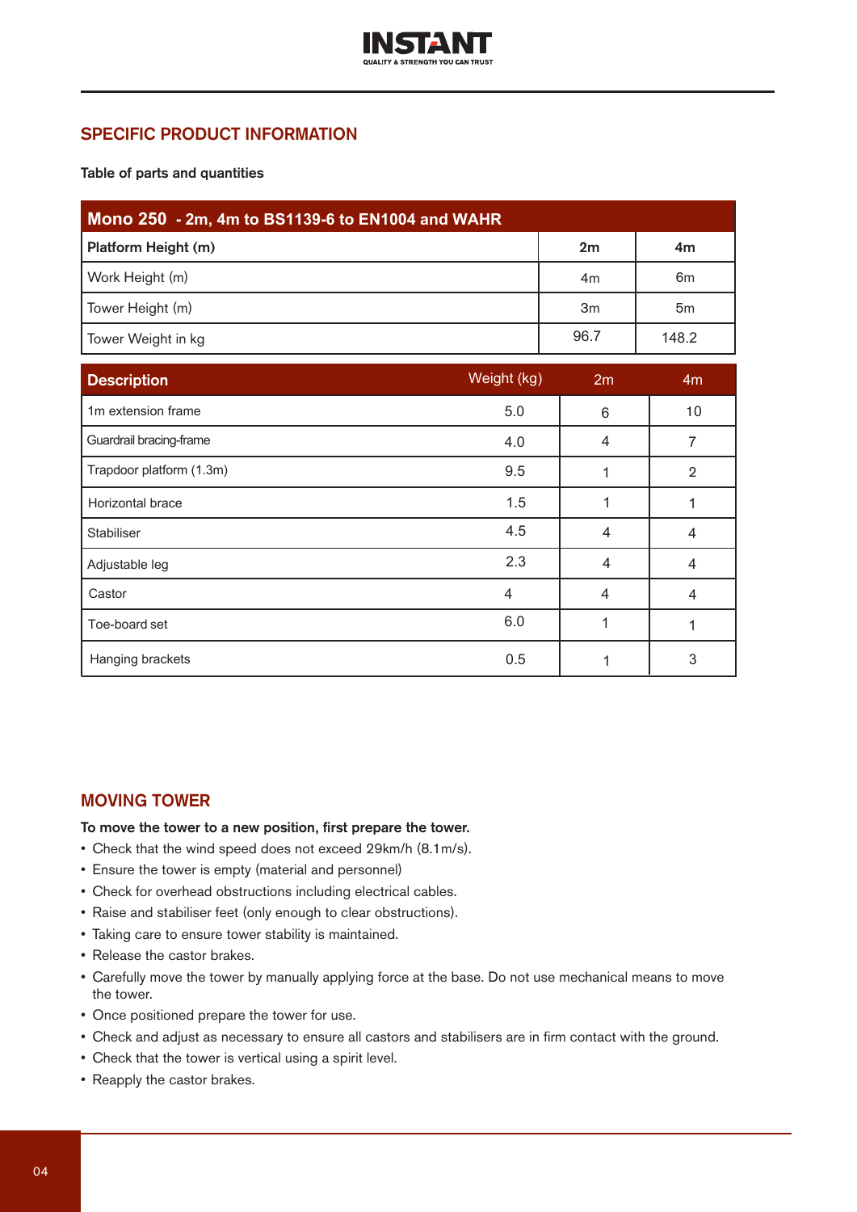## SPECIFIC PRODUCT INFORMATION

**Table of parts and quantities**

| Mono 250 - 2m, 4m to BS1139-6 to EN1004 and WAHR | | |
|---|---|---|
| **Platform Height (m)** | **2m** | **4m** |
| Work Height (m) | 4m | 6m |
| Tower Height (m) | 3m | 5m |
| Tower Weight in kg | 96.7 | 148.2 |

| Description | Weight (kg) | 2m | 4m |
|---|---|---|---|
| 1m extension frame | 5.0 | 6 | 10 |
| Guardrail bracing-frame | 4.0 | 4 | 7 |
| Trapdoor platform (1.3m) | 9.5 | 1 | 2 |
| Horizontal brace | 1.5 | 1 | 1 |
| Stabiliser | 4.5 | 4 | 4 |
| Adjustable leg | 2.3 | 4 | 4 |
| Castor | 4 | 4 | 4 |
| Toe-board set | 6.0 | 1 | 1 |
| Hanging brackets | 0.5 | 1 | 3 |

## MOVING TOWER

**To move the tower to a new position, first prepare the tower.**

- Check that the wind speed does not exceed 29km/h (8.1m/s).
- Ensure the tower is empty (material and personnel)
- Check for overhead obstructions including electrical cables.
- Raise and stabiliser feet (only enough to clear obstructions).
- Taking care to ensure tower stability is maintained.
- Release the castor brakes.
- Carefully move the tower by manually applying force at the base. Do not use mechanical means to move the tower.
- Once positioned prepare the tower for use.
- Check and adjust as necessary to ensure all castors and stabilisers are in firm contact with the ground.
- Check that the tower is vertical using a spirit level.
- Reapply the castor brakes.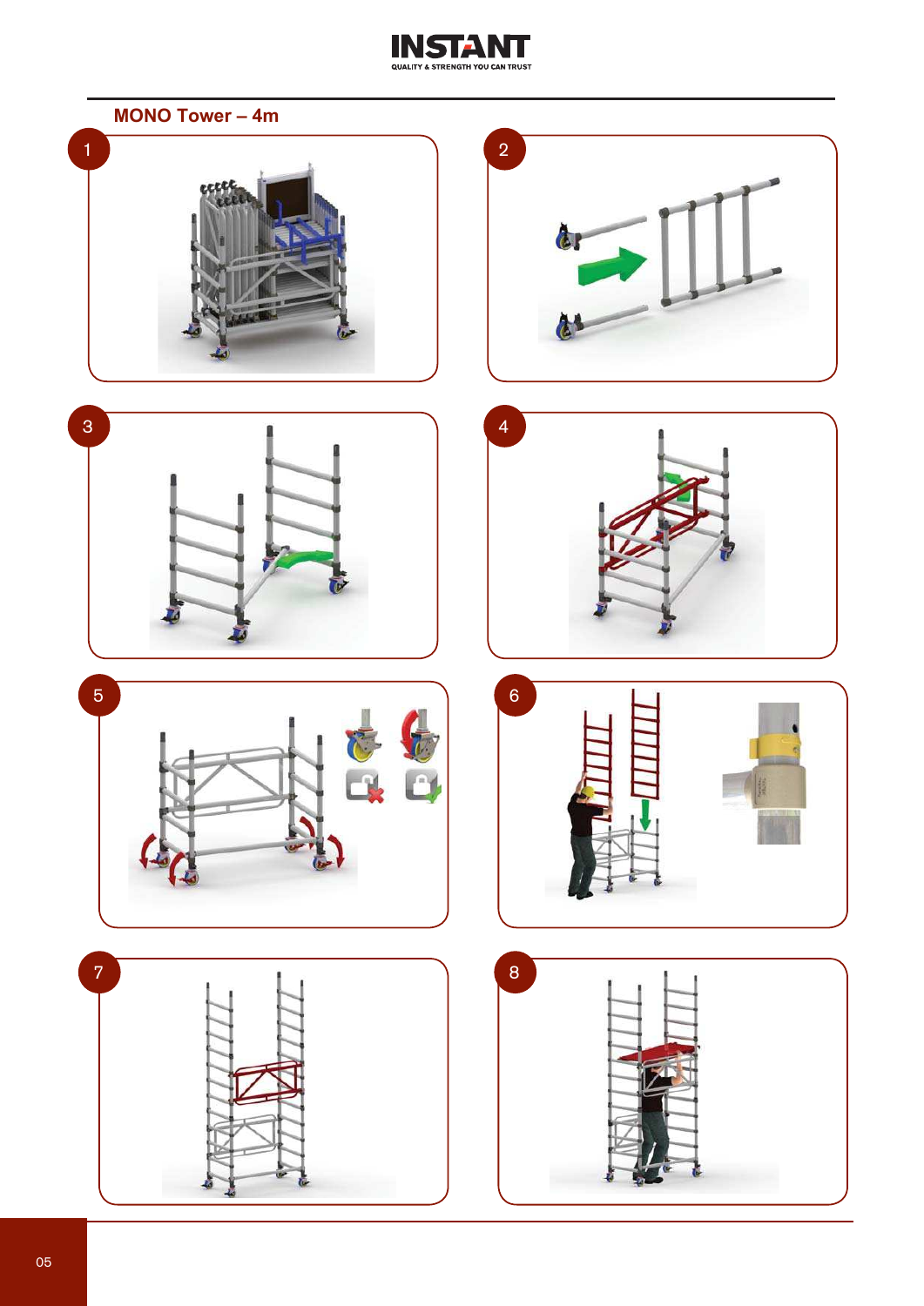## MONO Tower – 4m

1

2

3

4

5

6

7

8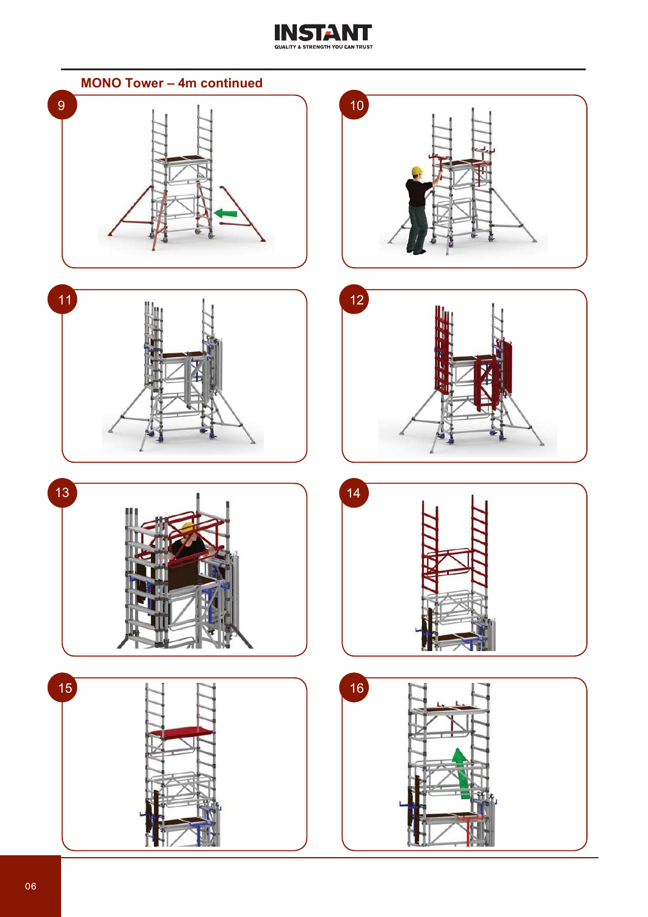## MONO Tower – 4m continued

9

10

11

12

13

14

15

16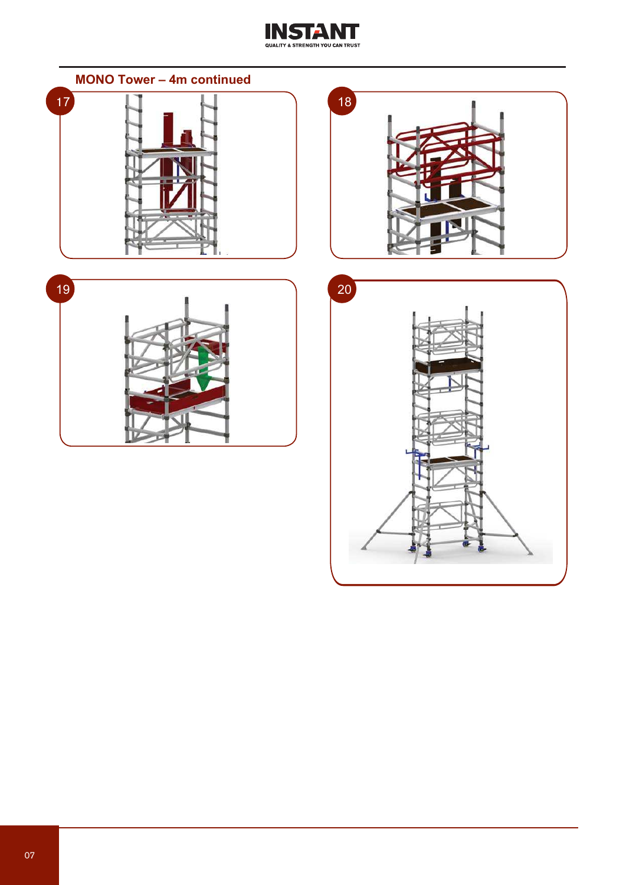## MONO Tower – 4m continued

17

18

19

20